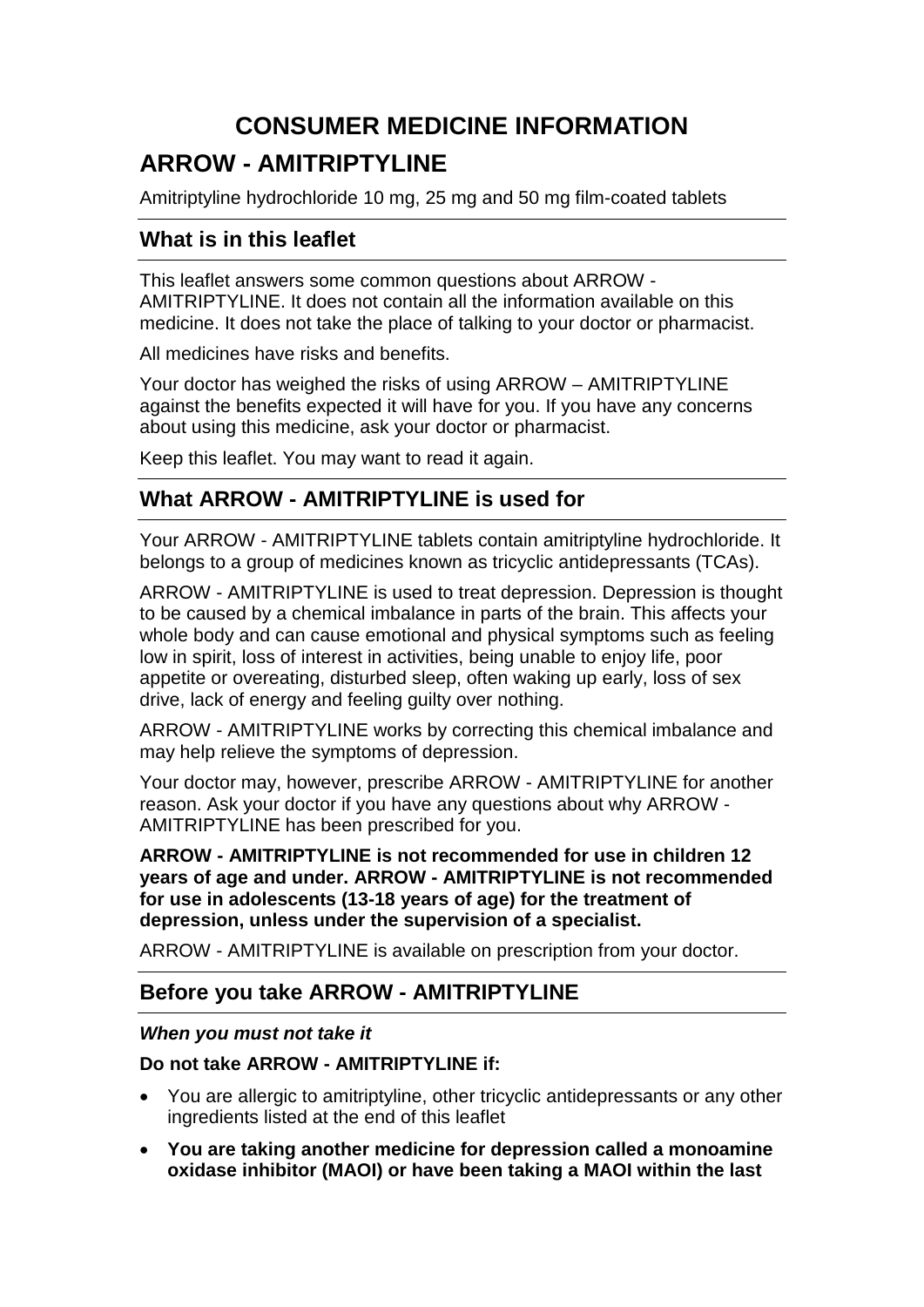# CONSUMER MEDICINE INFORMATION

## ARROW - AMITRIPTYLINE

Amitriptyline hydrochloride 10 mg, 25 mg and 50 mg film-coated tablets

## What is in this leaflet

This leaflet answers some common questions about ARROW - AMITRIPTYLINE. It does not contain all the information available on this medicine. It does not take the place of talking to your doctor or pharmacist.

All medicines have risks and benefits.

Your doctor has weighed the risks of using ARROW – AMITRIPTYLINE against the benefits expected it will have for you. If you have any concerns about using this medicine, ask your doctor or pharmacist.

Keep this leaflet. You may want to read it again.

## What ARROW - AMITRIPTYLINE is used for

Your ARROW - AMITRIPTYLINE tablets contain amitriptyline hydrochloride. It belongs to a group of medicines known as tricyclic antidepressants (TCAs).

ARROW - AMITRIPTYLINE is used to treat depression. Depression is thought to be caused by a chemical imbalance in parts of the brain. This affects your whole body and can cause emotional and physical symptoms such as feeling low in spirit, loss of interest in activities, being unable to enjoy life, poor appetite or overeating, disturbed sleep, often waking up early, loss of sex drive, lack of energy and feeling guilty over nothing.

ARROW - AMITRIPTYLINE works by correcting this chemical imbalance and may help relieve the symptoms of depression.

Your doctor may, however, prescribe ARROW - AMITRIPTYLINE for another reason. Ask your doctor if you have any questions about why ARROW - AMITRIPTYLINE has been prescribed for you.

**ARROW - AMITRIPTYLINE is not recommended for use in children 12 years of age and under. ARROW - AMITRIPTYLINE is not recommended for use in adolescents (13-18 years of age) for the treatment of depression, unless under the supervision of a specialist.**

ARROW - AMITRIPTYLINE is available on prescription from your doctor.

## Before you take ARROW - AMITRIPTYLINE

### *When you must not take it*

**Do not take ARROW - AMITRIPTYLINE if:**

- You are allergic to amitriptyline, other tricyclic antidepressants or any other ingredients listed at the end of this leaflet
- **You are taking another medicine for depression called a monoamine oxidase inhibitor (MAOI) or have been taking a MAOI within the last**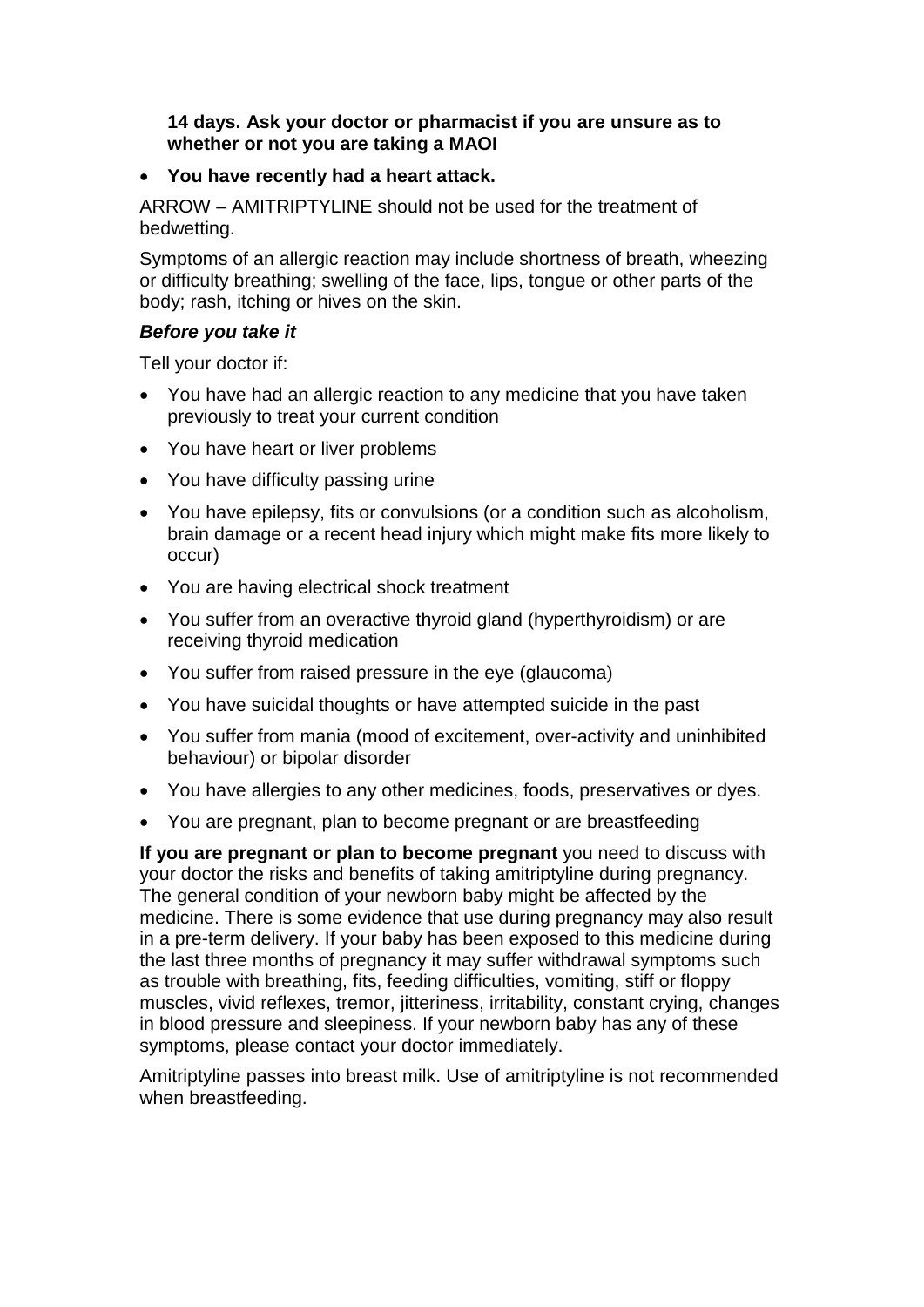**14 days. Ask your doctor or pharmacist if you are unsure as to whether or not you are taking a MAOI**

- **You have recently had a heart attack.**

ARROW – AMITRIPTYLINE should not be used for the treatment of bedwetting.

Symptoms of an allergic reaction may include shortness of breath, wheezing or difficulty breathing; swelling of the face, lips, tongue or other parts of the body; rash, itching or hives on the skin.

***Before you take it***

Tell your doctor if:

- You have had an allergic reaction to any medicine that you have taken previously to treat your current condition
- You have heart or liver problems
- You have difficulty passing urine
- You have epilepsy, fits or convulsions (or a condition such as alcoholism, brain damage or a recent head injury which might make fits more likely to occur)
- You are having electrical shock treatment
- You suffer from an overactive thyroid gland (hyperthyroidism) or are receiving thyroid medication
- You suffer from raised pressure in the eye (glaucoma)
- You have suicidal thoughts or have attempted suicide in the past
- You suffer from mania (mood of excitement, over-activity and uninhibited behaviour) or bipolar disorder
- You have allergies to any other medicines, foods, preservatives or dyes.
- You are pregnant, plan to become pregnant or are breastfeeding

**If you are pregnant or plan to become pregnant** you need to discuss with your doctor the risks and benefits of taking amitriptyline during pregnancy. The general condition of your newborn baby might be affected by the medicine. There is some evidence that use during pregnancy may also result in a pre-term delivery. If your baby has been exposed to this medicine during the last three months of pregnancy it may suffer withdrawal symptoms such as trouble with breathing, fits, feeding difficulties, vomiting, stiff or floppy muscles, vivid reflexes, tremor, jitteriness, irritability, constant crying, changes in blood pressure and sleepiness. If your newborn baby has any of these symptoms, please contact your doctor immediately.

Amitriptyline passes into breast milk. Use of amitriptyline is not recommended when breastfeeding.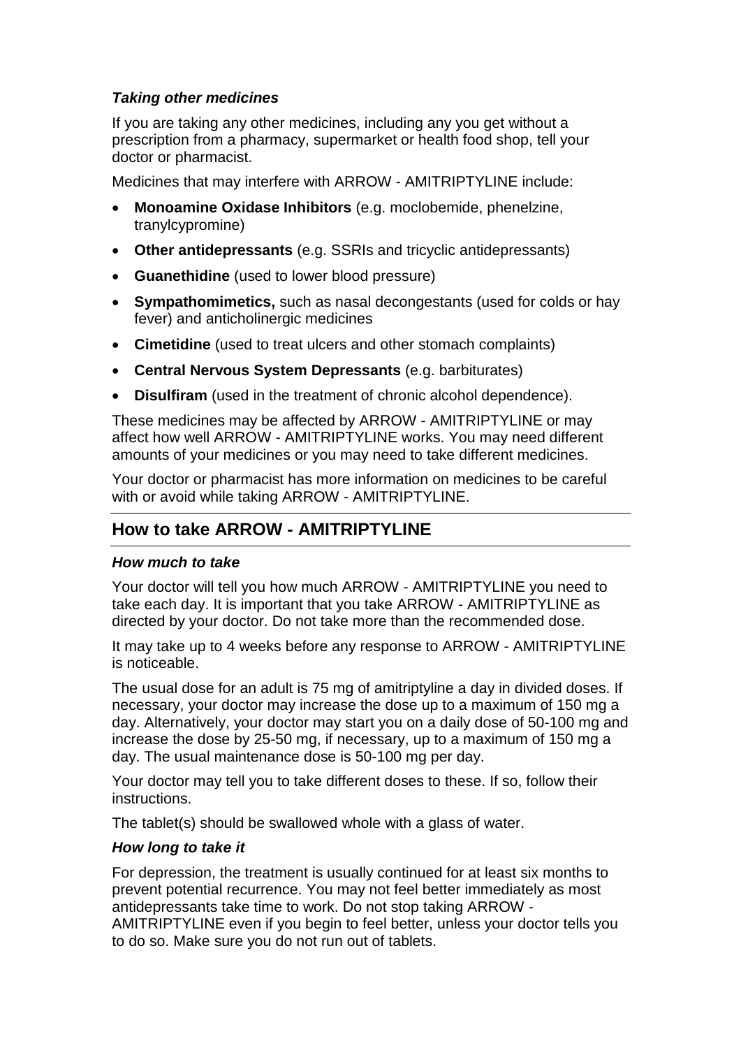### *Taking other medicines*

If you are taking any other medicines, including any you get without a prescription from a pharmacy, supermarket or health food shop, tell your doctor or pharmacist.

Medicines that may interfere with ARROW - AMITRIPTYLINE include:

- **Monoamine Oxidase Inhibitors** (e.g. moclobemide, phenelzine, tranylcypromine)
- **Other antidepressants** (e.g. SSRIs and tricyclic antidepressants)
- **Guanethidine** (used to lower blood pressure)
- **Sympathomimetics,** such as nasal decongestants (used for colds or hay fever) and anticholinergic medicines
- **Cimetidine** (used to treat ulcers and other stomach complaints)
- **Central Nervous System Depressants** (e.g. barbiturates)
- **Disulfiram** (used in the treatment of chronic alcohol dependence).

These medicines may be affected by ARROW - AMITRIPTYLINE or may affect how well ARROW - AMITRIPTYLINE works. You may need different amounts of your medicines or you may need to take different medicines.

Your doctor or pharmacist has more information on medicines to be careful with or avoid while taking ARROW - AMITRIPTYLINE.

## How to take ARROW - AMITRIPTYLINE

### *How much to take*

Your doctor will tell you how much ARROW - AMITRIPTYLINE you need to take each day. It is important that you take ARROW - AMITRIPTYLINE as directed by your doctor. Do not take more than the recommended dose.

It may take up to 4 weeks before any response to ARROW - AMITRIPTYLINE is noticeable.

The usual dose for an adult is 75 mg of amitriptyline a day in divided doses. If necessary, your doctor may increase the dose up to a maximum of 150 mg a day. Alternatively, your doctor may start you on a daily dose of 50-100 mg and increase the dose by 25-50 mg, if necessary, up to a maximum of 150 mg a day. The usual maintenance dose is 50-100 mg per day.

Your doctor may tell you to take different doses to these. If so, follow their instructions.

The tablet(s) should be swallowed whole with a glass of water.

### *How long to take it*

For depression, the treatment is usually continued for at least six months to prevent potential recurrence. You may not feel better immediately as most antidepressants take time to work. Do not stop taking ARROW - AMITRIPTYLINE even if you begin to feel better, unless your doctor tells you to do so. Make sure you do not run out of tablets.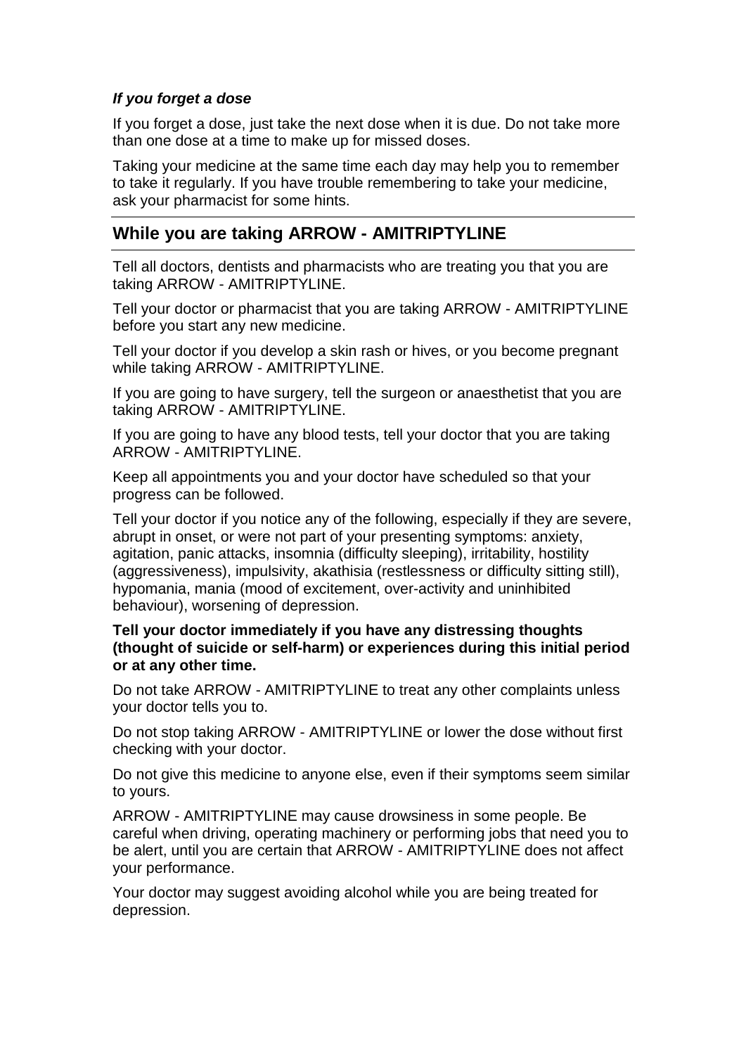### *If you forget a dose*

If you forget a dose, just take the next dose when it is due. Do not take more than one dose at a time to make up for missed doses.

Taking your medicine at the same time each day may help you to remember to take it regularly. If you have trouble remembering to take your medicine, ask your pharmacist for some hints.

## While you are taking ARROW - AMITRIPTYLINE

Tell all doctors, dentists and pharmacists who are treating you that you are taking ARROW - AMITRIPTYLINE.

Tell your doctor or pharmacist that you are taking ARROW - AMITRIPTYLINE before you start any new medicine.

Tell your doctor if you develop a skin rash or hives, or you become pregnant while taking ARROW - AMITRIPTYLINE.

If you are going to have surgery, tell the surgeon or anaesthetist that you are taking ARROW - AMITRIPTYLINE.

If you are going to have any blood tests, tell your doctor that you are taking ARROW - AMITRIPTYLINE.

Keep all appointments you and your doctor have scheduled so that your progress can be followed.

Tell your doctor if you notice any of the following, especially if they are severe, abrupt in onset, or were not part of your presenting symptoms: anxiety, agitation, panic attacks, insomnia (difficulty sleeping), irritability, hostility (aggressiveness), impulsivity, akathisia (restlessness or difficulty sitting still), hypomania, mania (mood of excitement, over-activity and uninhibited behaviour), worsening of depression.

**Tell your doctor immediately if you have any distressing thoughts (thought of suicide or self-harm) or experiences during this initial period or at any other time.**

Do not take ARROW - AMITRIPTYLINE to treat any other complaints unless your doctor tells you to.

Do not stop taking ARROW - AMITRIPTYLINE or lower the dose without first checking with your doctor.

Do not give this medicine to anyone else, even if their symptoms seem similar to yours.

ARROW - AMITRIPTYLINE may cause drowsiness in some people. Be careful when driving, operating machinery or performing jobs that need you to be alert, until you are certain that ARROW - AMITRIPTYLINE does not affect your performance.

Your doctor may suggest avoiding alcohol while you are being treated for depression.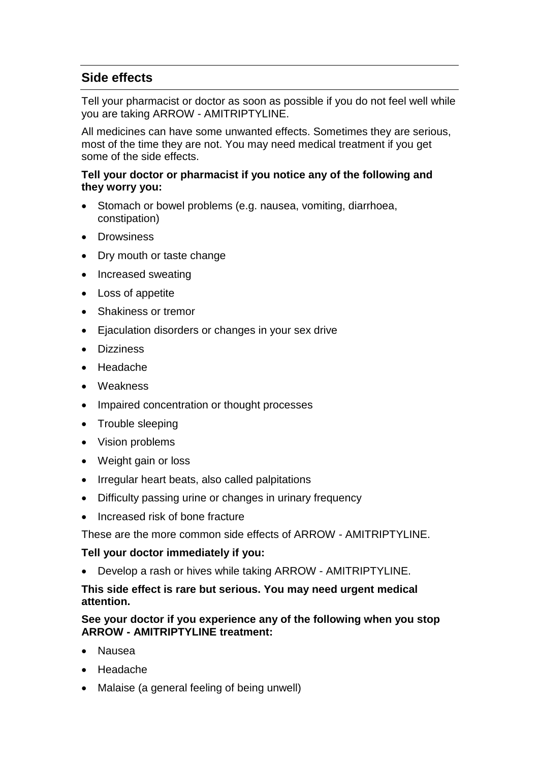## Side effects

Tell your pharmacist or doctor as soon as possible if you do not feel well while you are taking ARROW - AMITRIPTYLINE.

All medicines can have some unwanted effects. Sometimes they are serious, most of the time they are not. You may need medical treatment if you get some of the side effects.

**Tell your doctor or pharmacist if you notice any of the following and they worry you:**

- Stomach or bowel problems (e.g. nausea, vomiting, diarrhoea, constipation)
- Drowsiness
- Dry mouth or taste change
- Increased sweating
- Loss of appetite
- Shakiness or tremor
- Ejaculation disorders or changes in your sex drive
- Dizziness
- Headache
- Weakness
- Impaired concentration or thought processes
- Trouble sleeping
- Vision problems
- Weight gain or loss
- Irregular heart beats, also called palpitations
- Difficulty passing urine or changes in urinary frequency
- Increased risk of bone fracture

These are the more common side effects of ARROW - AMITRIPTYLINE.

**Tell your doctor immediately if you:**

- Develop a rash or hives while taking ARROW - AMITRIPTYLINE.

**This side effect is rare but serious. You may need urgent medical attention.**

**See your doctor if you experience any of the following when you stop ARROW - AMITRIPTYLINE treatment:**

- Nausea
- Headache
- Malaise (a general feeling of being unwell)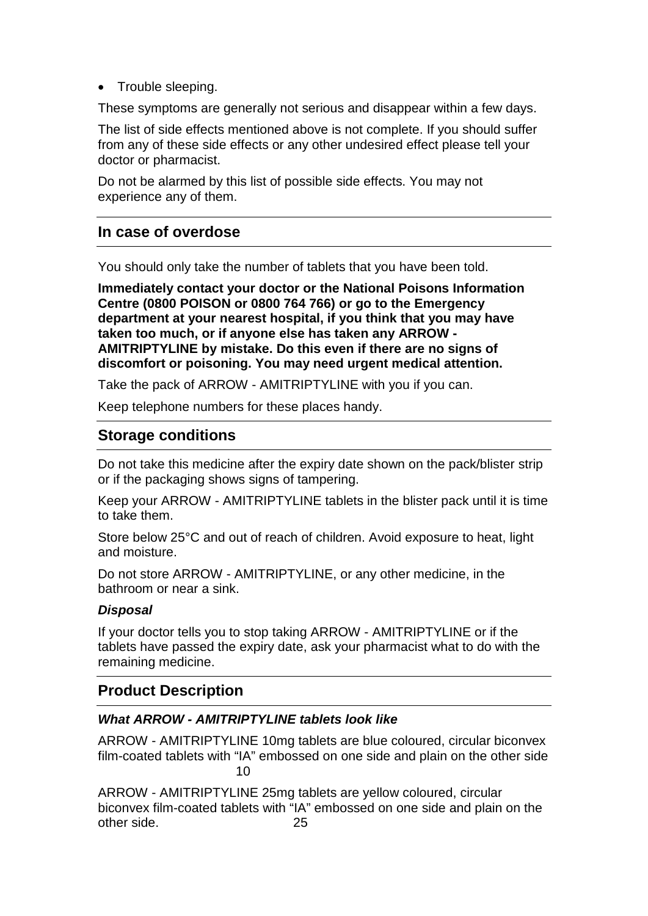- Trouble sleeping.

These symptoms are generally not serious and disappear within a few days.

The list of side effects mentioned above is not complete. If you should suffer from any of these side effects or any other undesired effect please tell your doctor or pharmacist.

Do not be alarmed by this list of possible side effects. You may not experience any of them.

## In case of overdose

You should only take the number of tablets that you have been told.

**Immediately contact your doctor or the National Poisons Information Centre (0800 POISON or 0800 764 766) or go to the Emergency department at your nearest hospital, if you think that you may have taken too much, or if anyone else has taken any ARROW - AMITRIPTYLINE by mistake. Do this even if there are no signs of discomfort or poisoning. You may need urgent medical attention.**

Take the pack of ARROW - AMITRIPTYLINE with you if you can.

Keep telephone numbers for these places handy.

## Storage conditions

Do not take this medicine after the expiry date shown on the pack/blister strip or if the packaging shows signs of tampering.

Keep your ARROW - AMITRIPTYLINE tablets in the blister pack until it is time to take them.

Store below 25°C and out of reach of children. Avoid exposure to heat, light and moisture.

Do not store ARROW - AMITRIPTYLINE, or any other medicine, in the bathroom or near a sink.

### *Disposal*

If your doctor tells you to stop taking ARROW - AMITRIPTYLINE or if the tablets have passed the expiry date, ask your pharmacist what to do with the remaining medicine.

## Product Description

### *What ARROW - AMITRIPTYLINE tablets look like*

ARROW - AMITRIPTYLINE 10mg tablets are blue coloured, circular biconvex film-coated tablets with "IA" embossed on one side and plain on the other side 10

ARROW - AMITRIPTYLINE 25mg tablets are yellow coloured, circular biconvex film-coated tablets with "IA" embossed on one side and plain on the other side. 25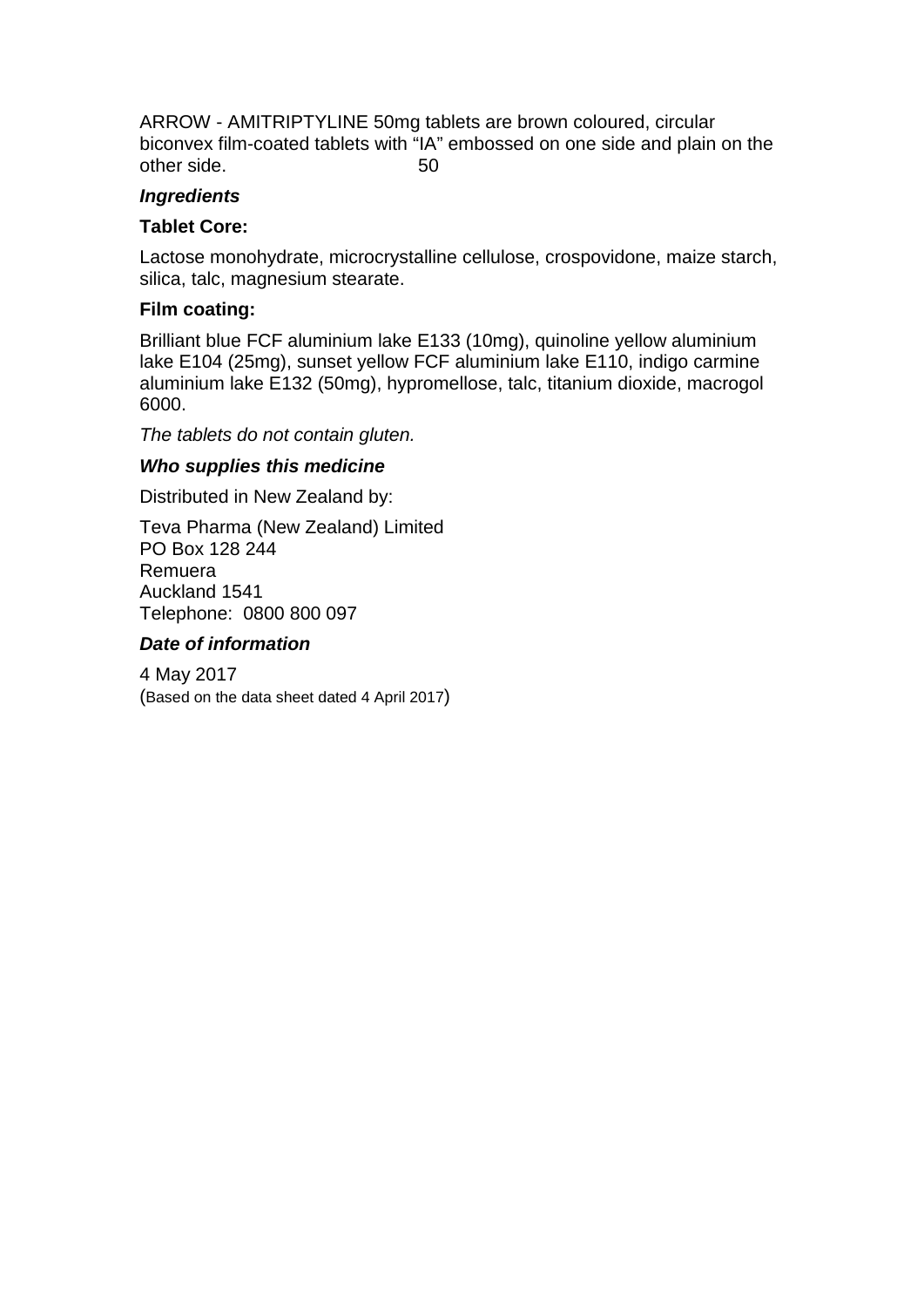ARROW - AMITRIPTYLINE 50mg tablets are brown coloured, circular biconvex film-coated tablets with "IA" embossed on one side and plain on the other side. 50

### *Ingredients*

**Tablet Core:**

Lactose monohydrate, microcrystalline cellulose, crospovidone, maize starch, silica, talc, magnesium stearate.

**Film coating:**

Brilliant blue FCF aluminium lake E133 (10mg), quinoline yellow aluminium lake E104 (25mg), sunset yellow FCF aluminium lake E110, indigo carmine aluminium lake E132 (50mg), hypromellose, talc, titanium dioxide, macrogol 6000.

*The tablets do not contain gluten.*

### *Who supplies this medicine*

Distributed in New Zealand by:

Teva Pharma (New Zealand) Limited
PO Box 128 244
Remuera
Auckland 1541
Telephone: 0800 800 097

### *Date of information*

4 May 2017
(Based on the data sheet dated 4 April 2017)